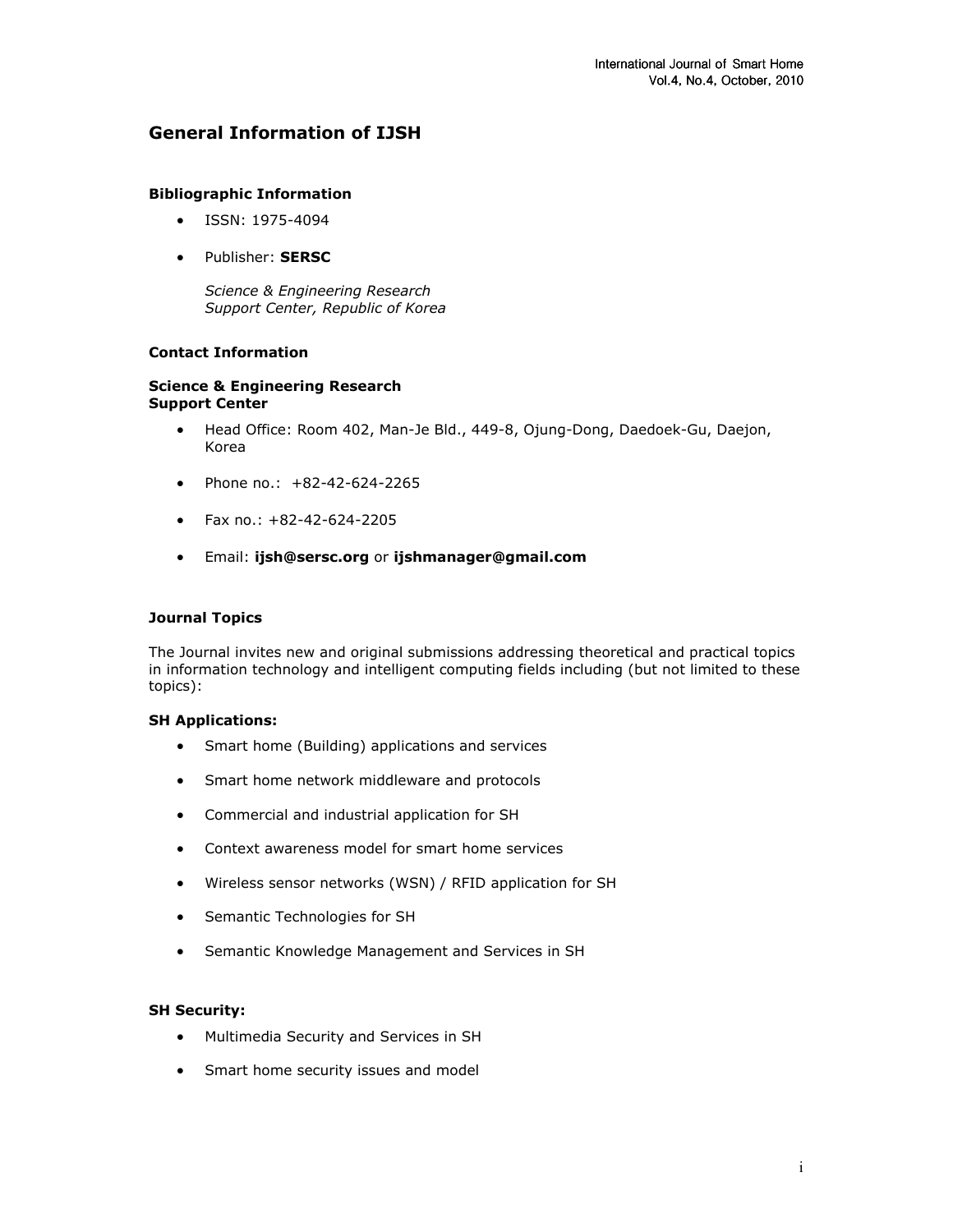# General Information of IJSH

### Bibliographic Information

- ISSN: 1975-4094
- Publisher: **SERSC**

  *Science & Engineering Research Support Center, Republic of Korea*

### Contact Information

**Science & Engineering Research Support Center**

- Head Office: Room 402, Man-Je Bld., 449-8, Ojung-Dong, Daedoek-Gu, Daejon, Korea
- Phone no.: +82-42-624-2265
- Fax no.: +82-42-624-2205
- Email: **ijsh@sersc.org** or **ijshmanager@gmail.com**

### Journal Topics

The Journal invites new and original submissions addressing theoretical and practical topics in information technology and intelligent computing fields including (but not limited to these topics):

**SH Applications:**

- Smart home (Building) applications and services
- Smart home network middleware and protocols
- Commercial and industrial application for SH
- Context awareness model for smart home services
- Wireless sensor networks (WSN) / RFID application for SH
- Semantic Technologies for SH
- Semantic Knowledge Management and Services in SH

**SH Security:**

- Multimedia Security and Services in SH
- Smart home security issues and model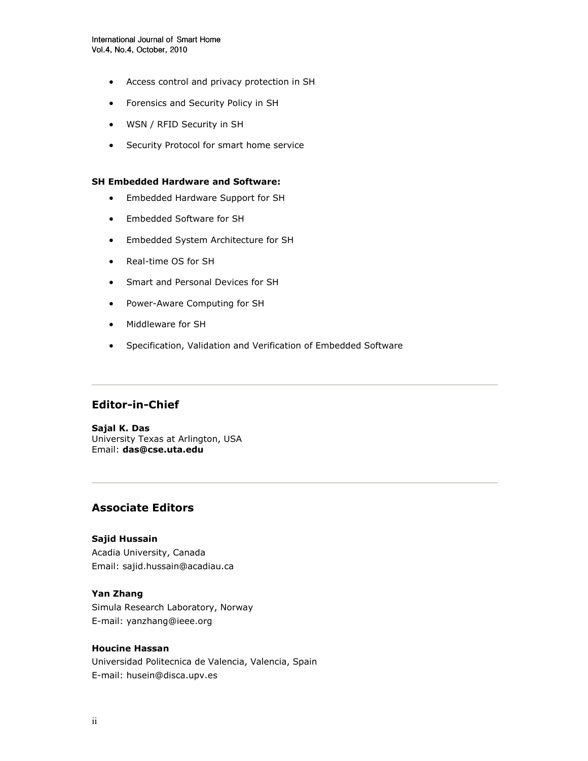- Access control and privacy protection in SH
- Forensics and Security Policy in SH
- WSN / RFID Security in SH
- Security Protocol for smart home service

**SH Embedded Hardware and Software:**

- Embedded Hardware Support for SH
- Embedded Software for SH
- Embedded System Architecture for SH
- Real-time OS for SH
- Smart and Personal Devices for SH
- Power-Aware Computing for SH
- Middleware for SH
- Specification, Validation and Verification of Embedded Software

---

## Editor-in-Chief

**Sajal K. Das**
University Texas at Arlington, USA
Email: **das@cse.uta.edu**

---

## Associate Editors

**Sajid Hussain**
Acadia University, Canada
Email: sajid.hussain@acadiau.ca

**Yan Zhang**
Simula Research Laboratory, Norway
E-mail: yanzhang@ieee.org

**Houcine Hassan**
Universidad Politecnica de Valencia, Valencia, Spain
E-mail: husein@disca.upv.es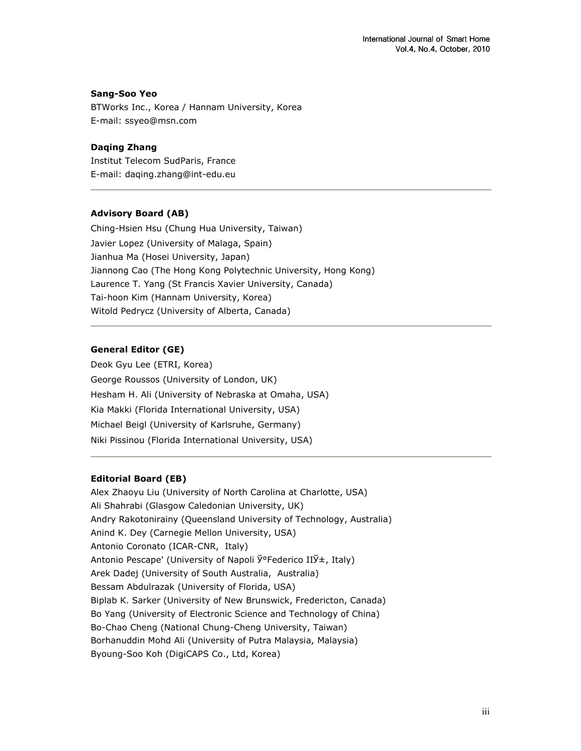**Sang-Soo Yeo**
BTWorks Inc., Korea / Hannam University, Korea
E-mail: ssyeo@msn.com

**Daqing Zhang**
Institut Telecom SudParis, France
E-mail: daqing.zhang@int-edu.eu

---

**Advisory Board (AB)**

Ching-Hsien Hsu (Chung Hua University, Taiwan)
Javier Lopez (University of Malaga, Spain)
Jianhua Ma (Hosei University, Japan)
Jiannong Cao (The Hong Kong Polytechnic University, Hong Kong)
Laurence T. Yang (St Francis Xavier University, Canada)
Tai-hoon Kim (Hannam University, Korea)
Witold Pedrycz (University of Alberta, Canada)

---

**General Editor (GE)**

Deok Gyu Lee (ETRI, Korea)
George Roussos (University of London, UK)
Hesham H. Ali (University of Nebraska at Omaha, USA)
Kia Makki (Florida International University, USA)
Michael Beigl (University of Karlsruhe, Germany)
Niki Pissinou (Florida International University, USA)

---

**Editorial Board (EB)**

Alex Zhaoyu Liu (University of North Carolina at Charlotte, USA)
Ali Shahrabi (Glasgow Caledonian University, UK)
Andry Rakotonirainy (Queensland University of Technology, Australia)
Anind K. Dey (Carnegie Mellon University, USA)
Antonio Coronato (ICAR-CNR, Italy)
Antonio Pescape' (University of Napoli ў°Federico IIў±, Italy)
Arek Dadej (University of South Australia, Australia)
Bessam Abdulrazak (University of Florida, USA)
Biplab K. Sarker (University of New Brunswick, Fredericton, Canada)
Bo Yang (University of Electronic Science and Technology of China)
Bo-Chao Cheng (National Chung-Cheng University, Taiwan)
Borhanuddin Mohd Ali (University of Putra Malaysia, Malaysia)
Byoung-Soo Koh (DigiCAPS Co., Ltd, Korea)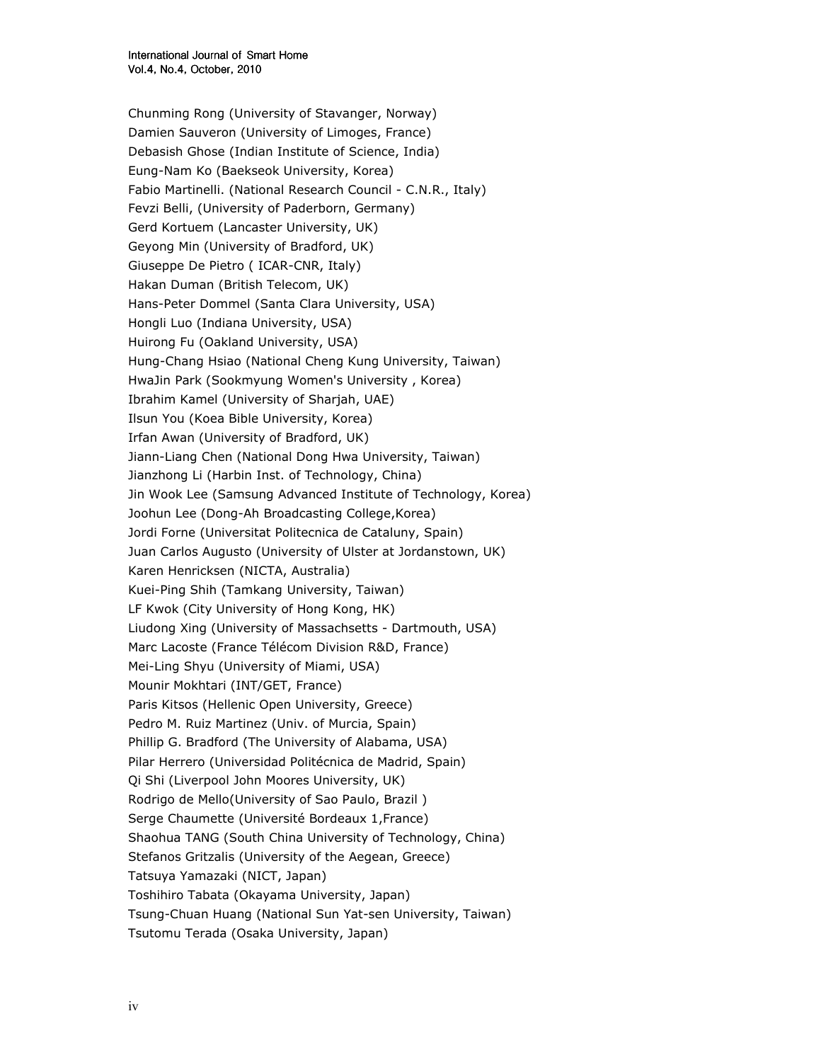Chunming Rong (University of Stavanger, Norway)
Damien Sauveron (University of Limoges, France)
Debasish Ghose (Indian Institute of Science, India)
Eung-Nam Ko (Baekseok University, Korea)
Fabio Martinelli. (National Research Council - C.N.R., Italy)
Fevzi Belli, (University of Paderborn, Germany)
Gerd Kortuem (Lancaster University, UK)
Geyong Min (University of Bradford, UK)
Giuseppe De Pietro ( ICAR-CNR, Italy)
Hakan Duman (British Telecom, UK)
Hans-Peter Dommel (Santa Clara University, USA)
Hongli Luo (Indiana University, USA)
Huirong Fu (Oakland University, USA)
Hung-Chang Hsiao (National Cheng Kung University, Taiwan)
HwaJin Park (Sookmyung Women's University , Korea)
Ibrahim Kamel (University of Sharjah, UAE)
Ilsun You (Koea Bible University, Korea)
Irfan Awan (University of Bradford, UK)
Jiann-Liang Chen (National Dong Hwa University, Taiwan)
Jianzhong Li (Harbin Inst. of Technology, China)
Jin Wook Lee (Samsung Advanced Institute of Technology, Korea)
Joohun Lee (Dong-Ah Broadcasting College,Korea)
Jordi Forne (Universitat Politecnica de Cataluny, Spain)
Juan Carlos Augusto (University of Ulster at Jordanstown, UK)
Karen Henricksen (NICTA, Australia)
Kuei-Ping Shih (Tamkang University, Taiwan)
LF Kwok (City University of Hong Kong, HK)
Liudong Xing (University of Massachsetts - Dartmouth, USA)
Marc Lacoste (France Télécom Division R&D, France)
Mei-Ling Shyu (University of Miami, USA)
Mounir Mokhtari (INT/GET, France)
Paris Kitsos (Hellenic Open University, Greece)
Pedro M. Ruiz Martinez (Univ. of Murcia, Spain)
Phillip G. Bradford (The University of Alabama, USA)
Pilar Herrero (Universidad Politécnica de Madrid, Spain)
Qi Shi (Liverpool John Moores University, UK)
Rodrigo de Mello(University of Sao Paulo, Brazil )
Serge Chaumette (Université Bordeaux 1,France)
Shaohua TANG (South China University of Technology, China)
Stefanos Gritzalis (University of the Aegean, Greece)
Tatsuya Yamazaki (NICT, Japan)
Toshihiro Tabata (Okayama University, Japan)
Tsung-Chuan Huang (National Sun Yat-sen University, Taiwan)
Tsutomu Terada (Osaka University, Japan)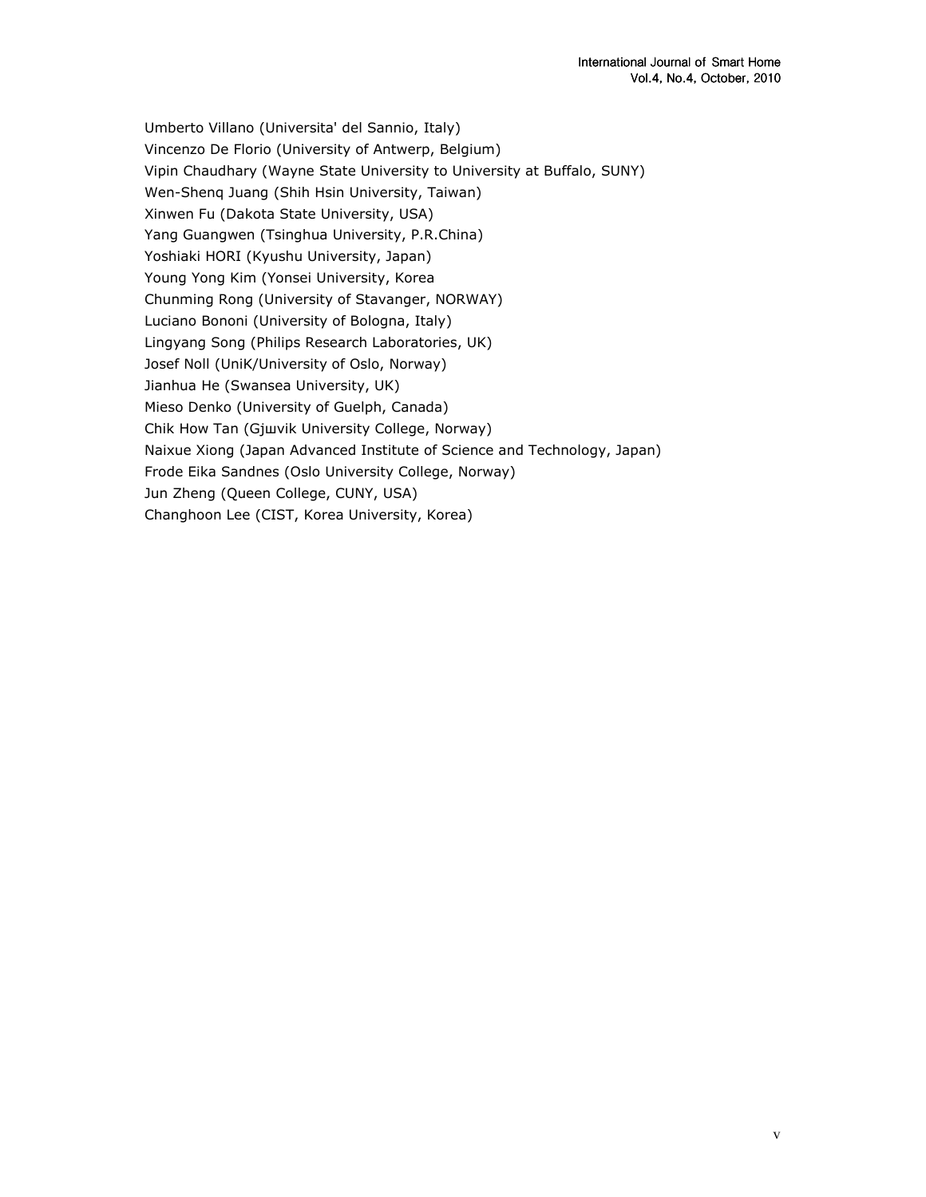Umberto Villano (Universita' del Sannio, Italy)
Vincenzo De Florio (University of Antwerp, Belgium)
Vipin Chaudhary (Wayne State University to University at Buffalo, SUNY)
Wen-Shenq Juang (Shih Hsin University, Taiwan)
Xinwen Fu (Dakota State University, USA)
Yang Guangwen (Tsinghua University, P.R.China)
Yoshiaki HORI (Kyushu University, Japan)
Young Yong Kim (Yonsei University, Korea
Chunming Rong (University of Stavanger, NORWAY)
Luciano Bononi (University of Bologna, Italy)
Lingyang Song (Philips Research Laboratories, UK)
Josef Noll (UniK/University of Oslo, Norway)
Jianhua He (Swansea University, UK)
Mieso Denko (University of Guelph, Canada)
Chik How Tan (Gjшvik University College, Norway)
Naixue Xiong (Japan Advanced Institute of Science and Technology, Japan)
Frode Eika Sandnes (Oslo University College, Norway)
Jun Zheng (Queen College, CUNY, USA)
Changhoon Lee (CIST, Korea University, Korea)